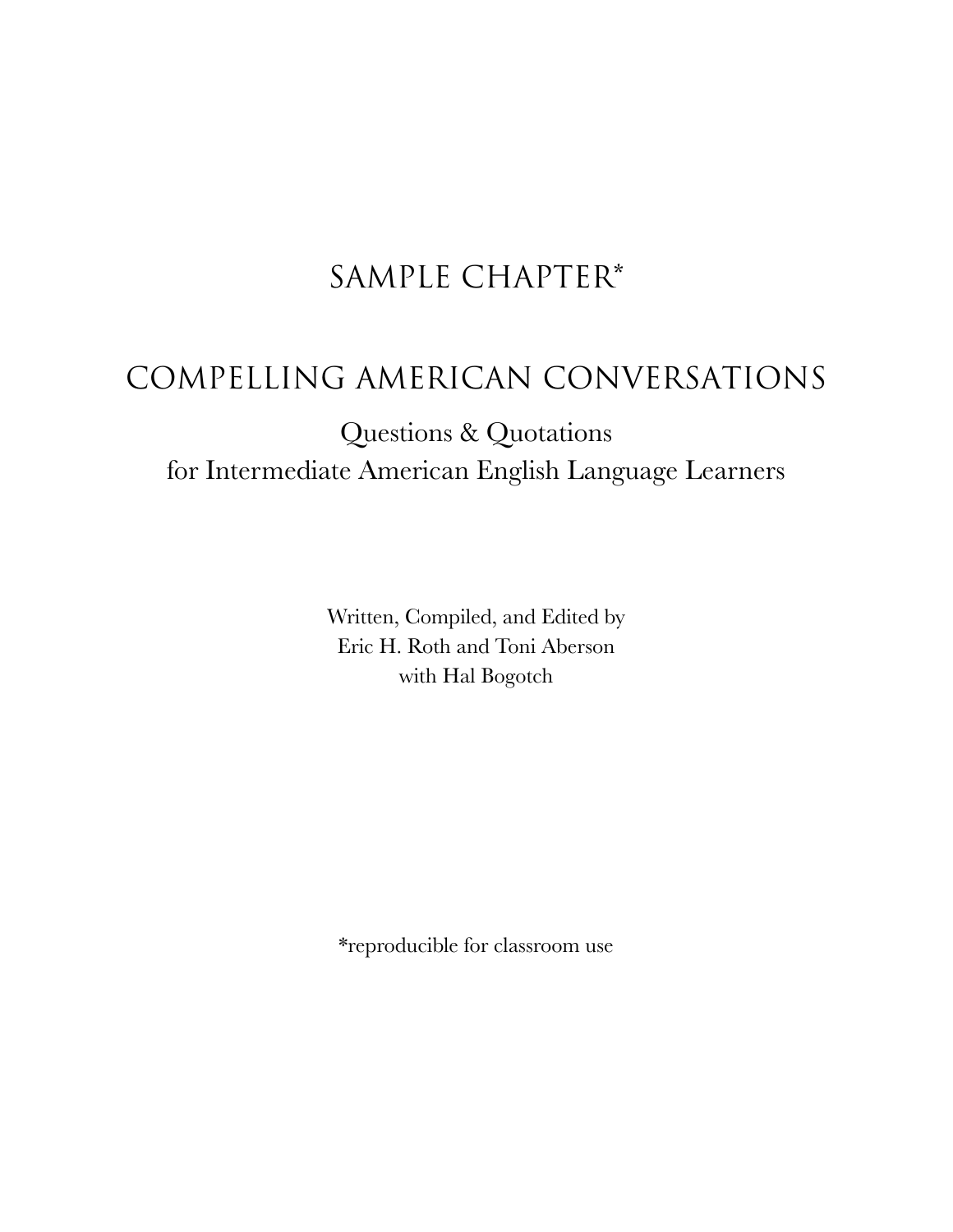# SAMPLE CHAPTER*

# COMPELLING AMERICAN CONVERSATIONS

## Questions & Quotations for Intermediate American English Language Learners

Written, Compiled, and Edited by
Eric H. Roth and Toni Aberson
with Hal Bogotch

*reproducible for classroom use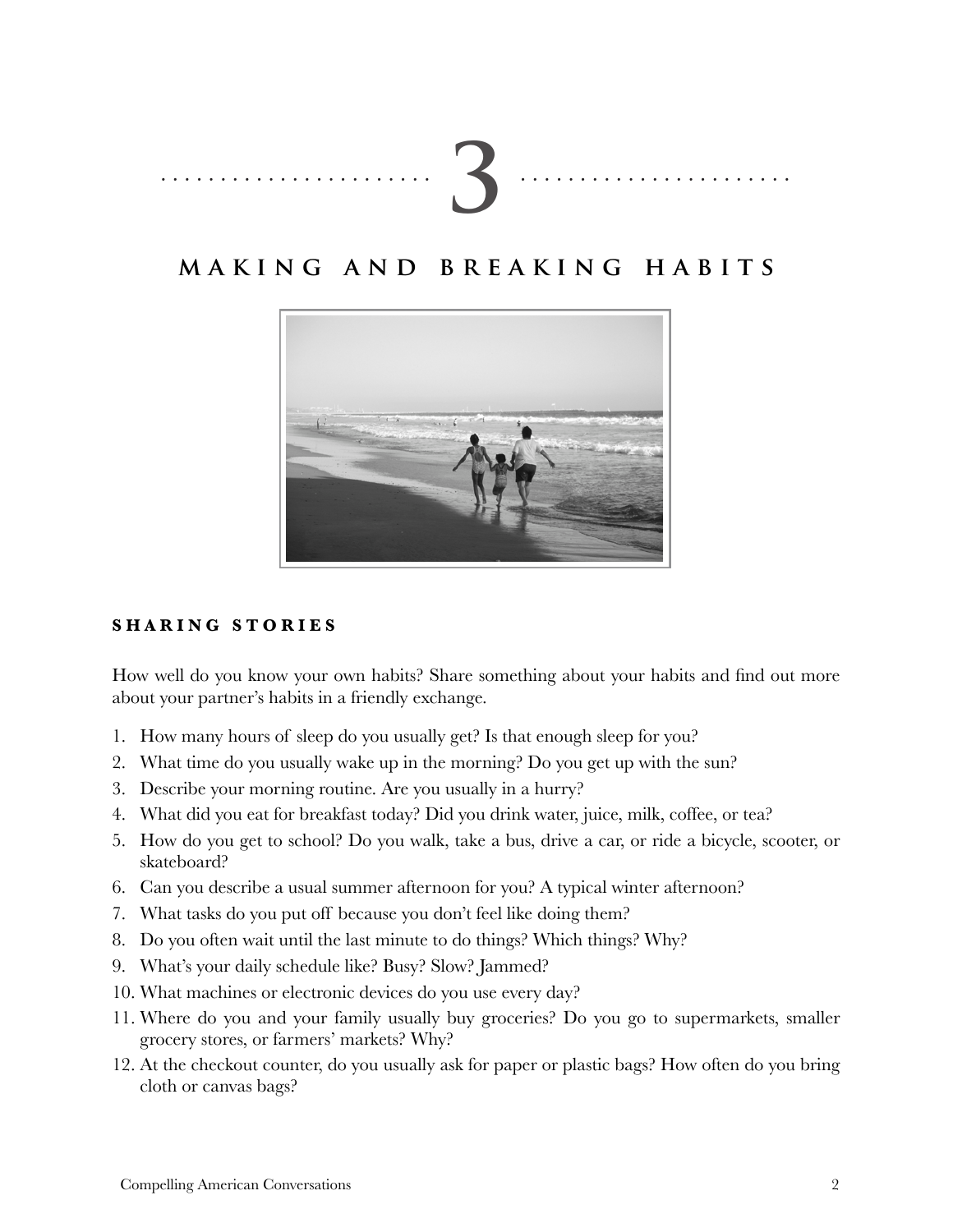# 3

## MAKING AND BREAKING HABITS

### SHARING STORIES

How well do you know your own habits? Share something about your habits and find out more about your partner's habits in a friendly exchange.

1. How many hours of sleep do you usually get? Is that enough sleep for you?
2. What time do you usually wake up in the morning? Do you get up with the sun?
3. Describe your morning routine. Are you usually in a hurry?
4. What did you eat for breakfast today? Did you drink water, juice, milk, coffee, or tea?
5. How do you get to school? Do you walk, take a bus, drive a car, or ride a bicycle, scooter, or skateboard?
6. Can you describe a usual summer afternoon for you? A typical winter afternoon?
7. What tasks do you put off because you don't feel like doing them?
8. Do you often wait until the last minute to do things? Which things? Why?
9. What's your daily schedule like? Busy? Slow? Jammed?
10. What machines or electronic devices do you use every day?
11. Where do you and your family usually buy groceries? Do you go to supermarkets, smaller grocery stores, or farmers' markets? Why?
12. At the checkout counter, do you usually ask for paper or plastic bags? How often do you bring cloth or canvas bags?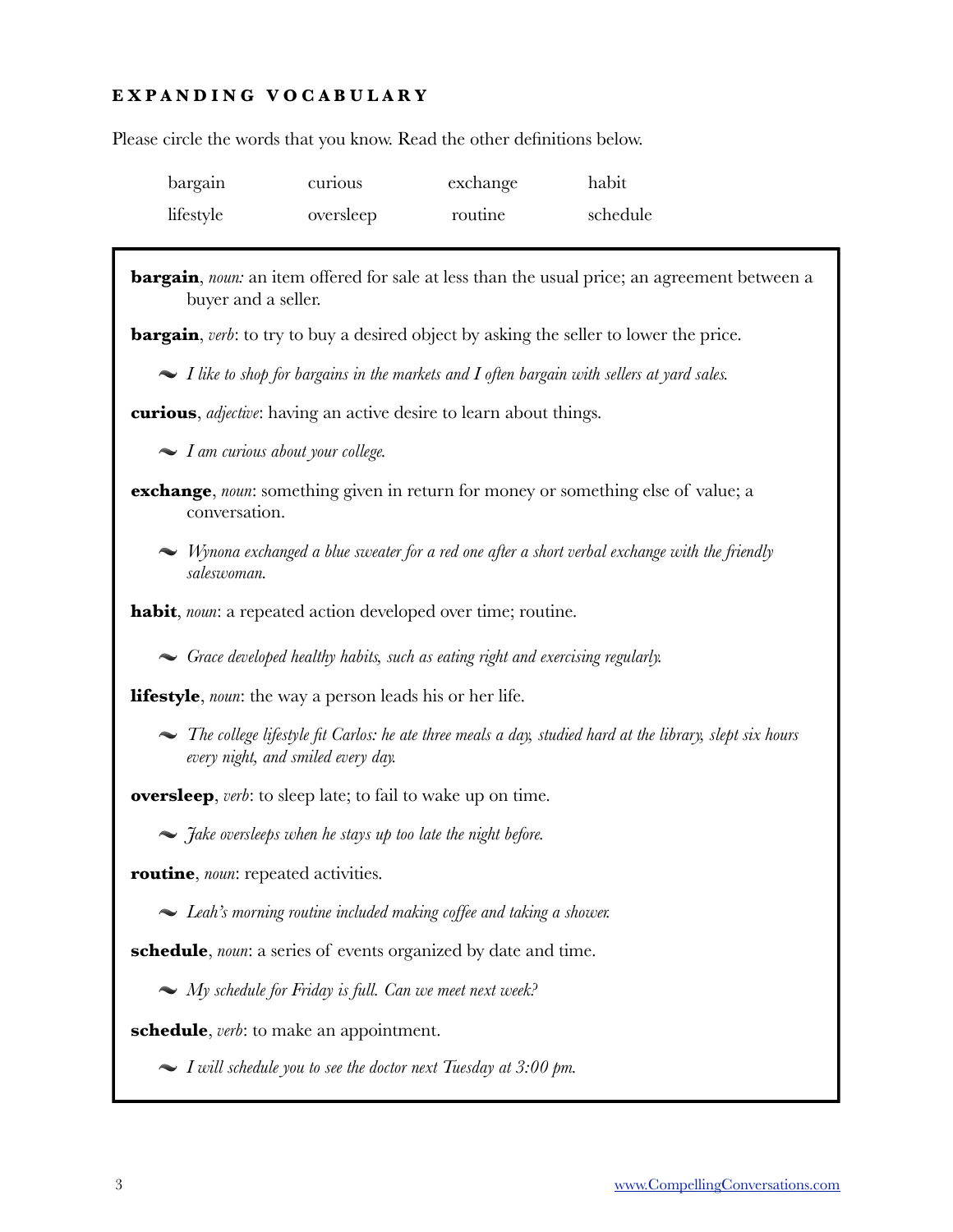## EXPANDING VOCABULARY

Please circle the words that you know. Read the other definitions below.

| | | | |
|---|---|---|---|
| bargain | curious | exchange | habit |
| lifestyle | oversleep | routine | schedule |

**bargain**, *noun:* an item offered for sale at less than the usual price; an agreement between a buyer and a seller.

**bargain**, *verb*: to try to buy a desired object by asking the seller to lower the price.

~ *I like to shop for bargains in the markets and I often bargain with sellers at yard sales.*

**curious**, *adjective*: having an active desire to learn about things.

~ *I am curious about your college.*

**exchange**, *noun*: something given in return for money or something else of value; a conversation.

~ *Wynona exchanged a blue sweater for a red one after a short verbal exchange with the friendly saleswoman.*

**habit**, *noun*: a repeated action developed over time; routine.

~ *Grace developed healthy habits, such as eating right and exercising regularly.*

**lifestyle**, *noun*: the way a person leads his or her life.

~ *The college lifestyle fit Carlos: he ate three meals a day, studied hard at the library, slept six hours every night, and smiled every day.*

**oversleep**, *verb*: to sleep late; to fail to wake up on time.

~ *Jake oversleeps when he stays up too late the night before.*

**routine**, *noun*: repeated activities.

~ *Leah's morning routine included making coffee and taking a shower.*

**schedule**, *noun*: a series of events organized by date and time.

~ *My schedule for Friday is full. Can we meet next week?*

**schedule**, *verb*: to make an appointment.

~ *I will schedule you to see the doctor next Tuesday at 3:00 pm.*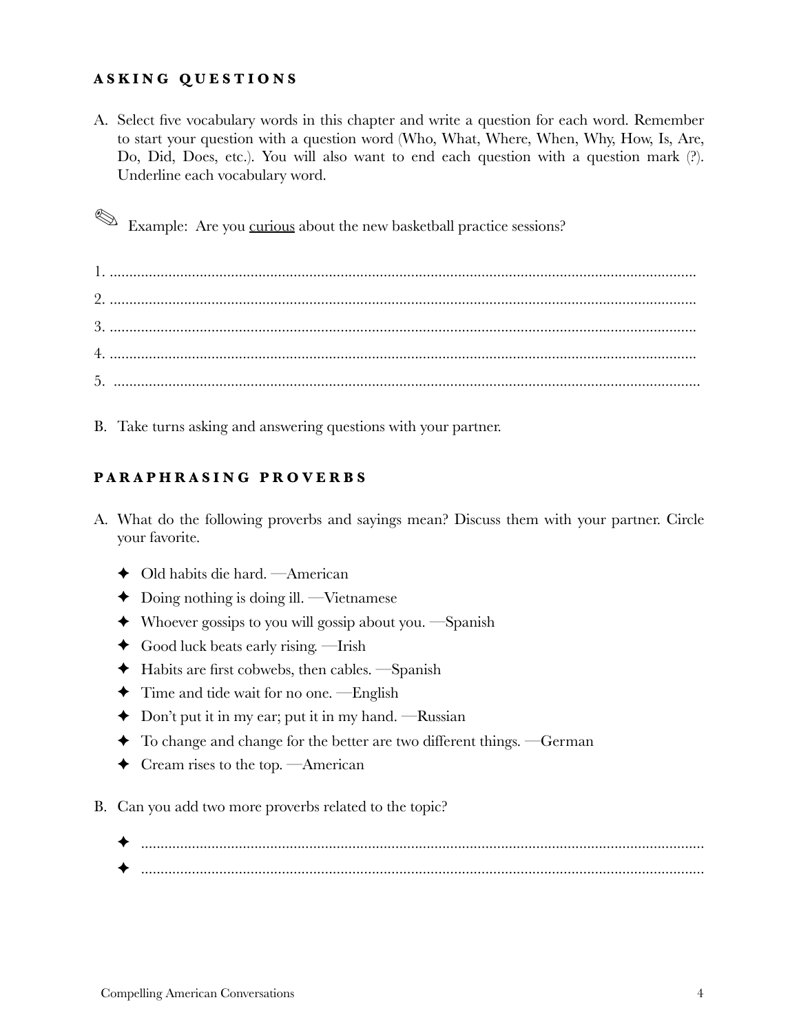## ASKING QUESTIONS

A. Select five vocabulary words in this chapter and write a question for each word. Remember to start your question with a question word (Who, What, Where, When, Why, How, Is, Are, Do, Did, Does, etc.). You will also want to end each question with a question mark (?). Underline each vocabulary word.

✎ Example: Are you <u>curious</u> about the new basketball practice sessions?

1. ..........................................................................................................................................
2. ..........................................................................................................................................
3. ..........................................................................................................................................
4. ..........................................................................................................................................
5. ..........................................................................................................................................

B. Take turns asking and answering questions with your partner.

## PARAPHRASING PROVERBS

A. What do the following proverbs and sayings mean? Discuss them with your partner. Circle your favorite.

- ✦ Old habits die hard. —American
- ✦ Doing nothing is doing ill. —Vietnamese
- ✦ Whoever gossips to you will gossip about you. —Spanish
- ✦ Good luck beats early rising. —Irish
- ✦ Habits are first cobwebs, then cables. —Spanish
- ✦ Time and tide wait for no one. —English
- ✦ Don't put it in my ear; put it in my hand. —Russian
- ✦ To change and change for the better are two different things. —German
- ✦ Cream rises to the top. —American

B. Can you add two more proverbs related to the topic?

- ✦ ..........................................................................................................................................
- ✦ ..........................................................................................................................................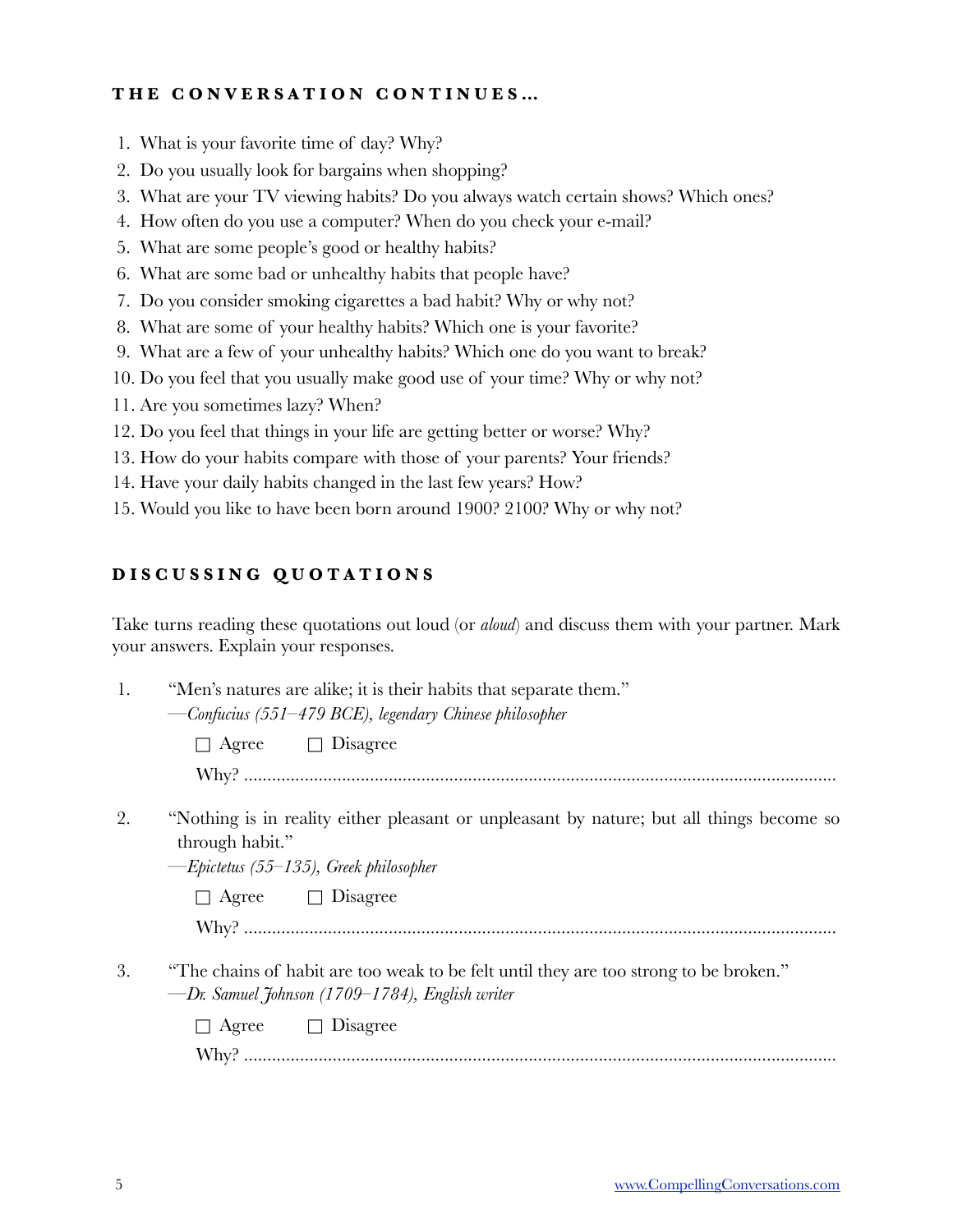## THE CONVERSATION CONTINUES…

1. What is your favorite time of day? Why?
2. Do you usually look for bargains when shopping?
3. What are your TV viewing habits? Do you always watch certain shows? Which ones?
4. How often do you use a computer? When do you check your e-mail?
5. What are some people's good or healthy habits?
6. What are some bad or unhealthy habits that people have?
7. Do you consider smoking cigarettes a bad habit? Why or why not?
8. What are some of your healthy habits? Which one is your favorite?
9. What are a few of your unhealthy habits? Which one do you want to break?
10. Do you feel that you usually make good use of your time? Why or why not?
11. Are you sometimes lazy? When?
12. Do you feel that things in your life are getting better or worse? Why?
13. How do your habits compare with those of your parents? Your friends?
14. Have your daily habits changed in the last few years? How?
15. Would you like to have been born around 1900? 2100? Why or why not?

## DISCUSSING QUOTATIONS

Take turns reading these quotations out loud (or *aloud*) and discuss them with your partner. Mark your answers. Explain your responses.

1. "Men's natures are alike; it is their habits that separate them."
   —*Confucius (551–479 BCE), legendary Chinese philosopher*

   ☐ Agree ☐ Disagree

   Why? ..........................................................................................................................

2. "Nothing is in reality either pleasant or unpleasant by nature; but all things become so through habit."
   —*Epictetus (55–135), Greek philosopher*

   ☐ Agree ☐ Disagree

   Why? ..........................................................................................................................

3. "The chains of habit are too weak to be felt until they are too strong to be broken."
   —*Dr. Samuel Johnson (1709–1784), English writer*

   ☐ Agree ☐ Disagree

   Why? ..........................................................................................................................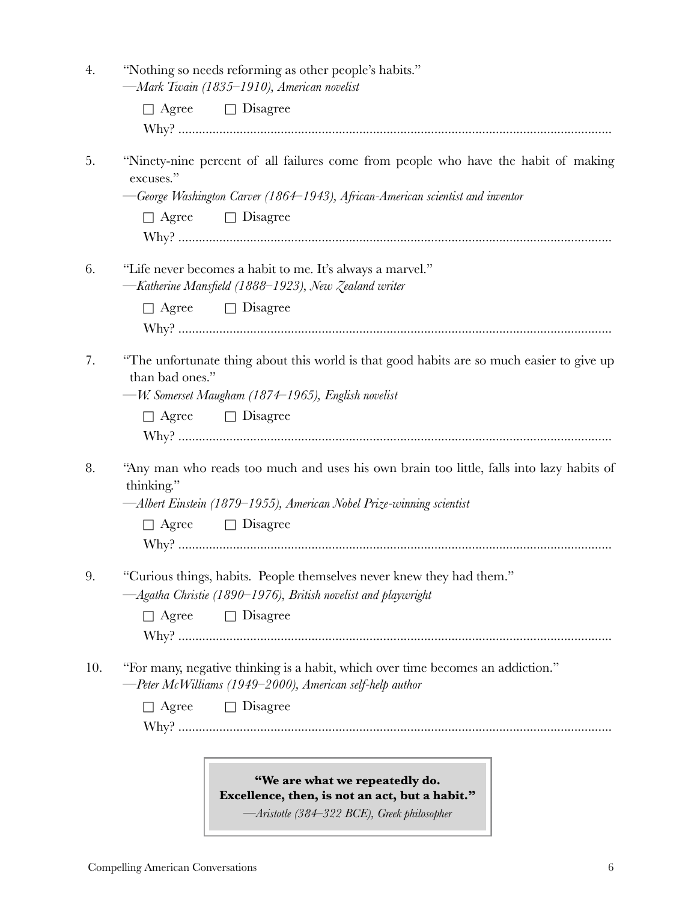4. "Nothing so needs reforming as other people's habits."
   —*Mark Twain (1835–1910), American novelist*

   ☐ Agree  ☐ Disagree

   Why? ..............................................................................................................................

5. "Ninety-nine percent of all failures come from people who have the habit of making excuses."
   —*George Washington Carver (1864–1943), African-American scientist and inventor*

   ☐ Agree  ☐ Disagree

   Why? ..............................................................................................................................

6. "Life never becomes a habit to me. It's always a marvel."
   —*Katherine Mansfield (1888–1923), New Zealand writer*

   ☐ Agree  ☐ Disagree

   Why? ..............................................................................................................................

7. "The unfortunate thing about this world is that good habits are so much easier to give up than bad ones."
   —*W. Somerset Maugham (1874–1965), English novelist*

   ☐ Agree  ☐ Disagree

   Why? ..............................................................................................................................

8. "Any man who reads too much and uses his own brain too little, falls into lazy habits of thinking."
   —*Albert Einstein (1879–1955), American Nobel Prize-winning scientist*

   ☐ Agree  ☐ Disagree

   Why? ..............................................................................................................................

9. "Curious things, habits. People themselves never knew they had them."
   —*Agatha Christie (1890–1976), British novelist and playwright*

   ☐ Agree  ☐ Disagree

   Why? ..............................................................................................................................

10. "For many, negative thinking is a habit, which over time becomes an addiction."
    —*Peter McWilliams (1949–2000), American self-help author*

    ☐ Agree  ☐ Disagree

    Why? ..............................................................................................................................

> **"We are what we repeatedly do.**
> **Excellence, then, is not an act, but a habit."**
> —*Aristotle (384–322 BCE), Greek philosopher*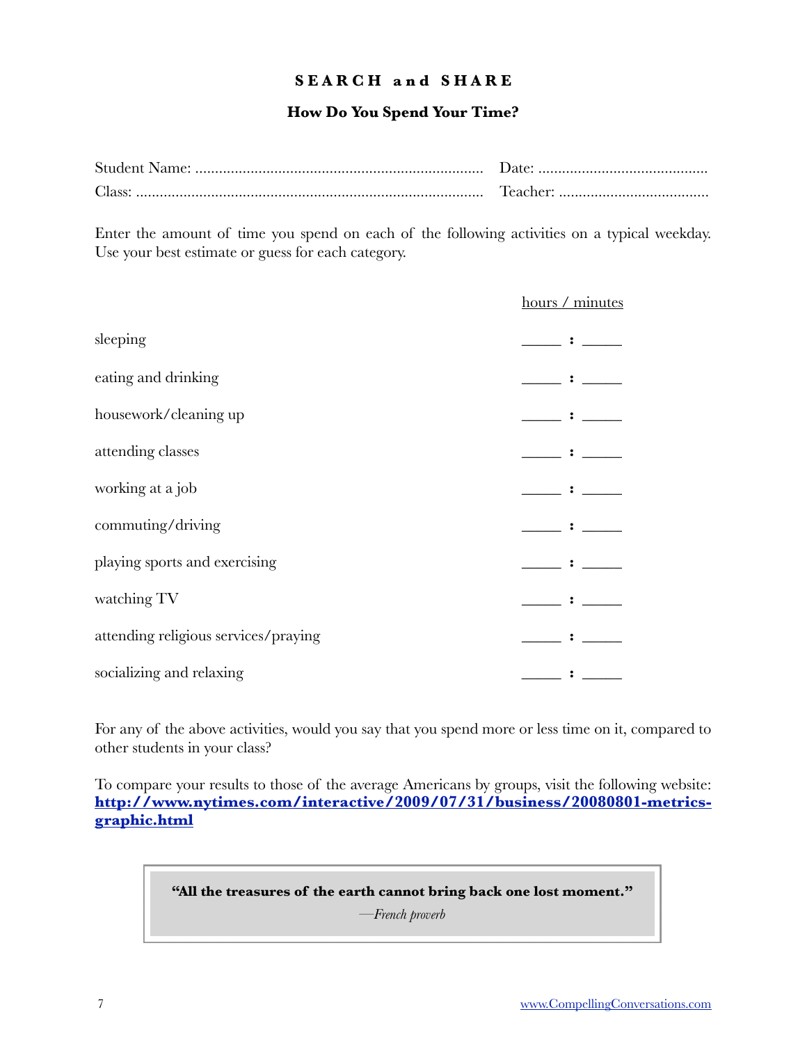## S E A R C H and S H A R E

### How Do You Spend Your Time?

Student Name: .......................................................................... Date: ...........................................

Class: ........................................................................................ Teacher: ......................................

Enter the amount of time you spend on each of the following activities on a typical weekday. Use your best estimate or guess for each category.

| | hours / minutes |
|---|---|
| sleeping | _____ : _____ |
| eating and drinking | _____ : _____ |
| housework/cleaning up | _____ : _____ |
| attending classes | _____ : _____ |
| working at a job | _____ : _____ |
| commuting/driving | _____ : _____ |
| playing sports and exercising | _____ : _____ |
| watching TV | _____ : _____ |
| attending religious services/praying | _____ : _____ |
| socializing and relaxing | _____ : _____ |

For any of the above activities, would you say that you spend more or less time on it, compared to other students in your class?

To compare your results to those of the average Americans by groups, visit the following website: **http://www.nytimes.com/interactive/2009/07/31/business/20080801-metrics-graphic.html**

> **"All the treasures of the earth cannot bring back one lost moment."**
>
> —*French proverb*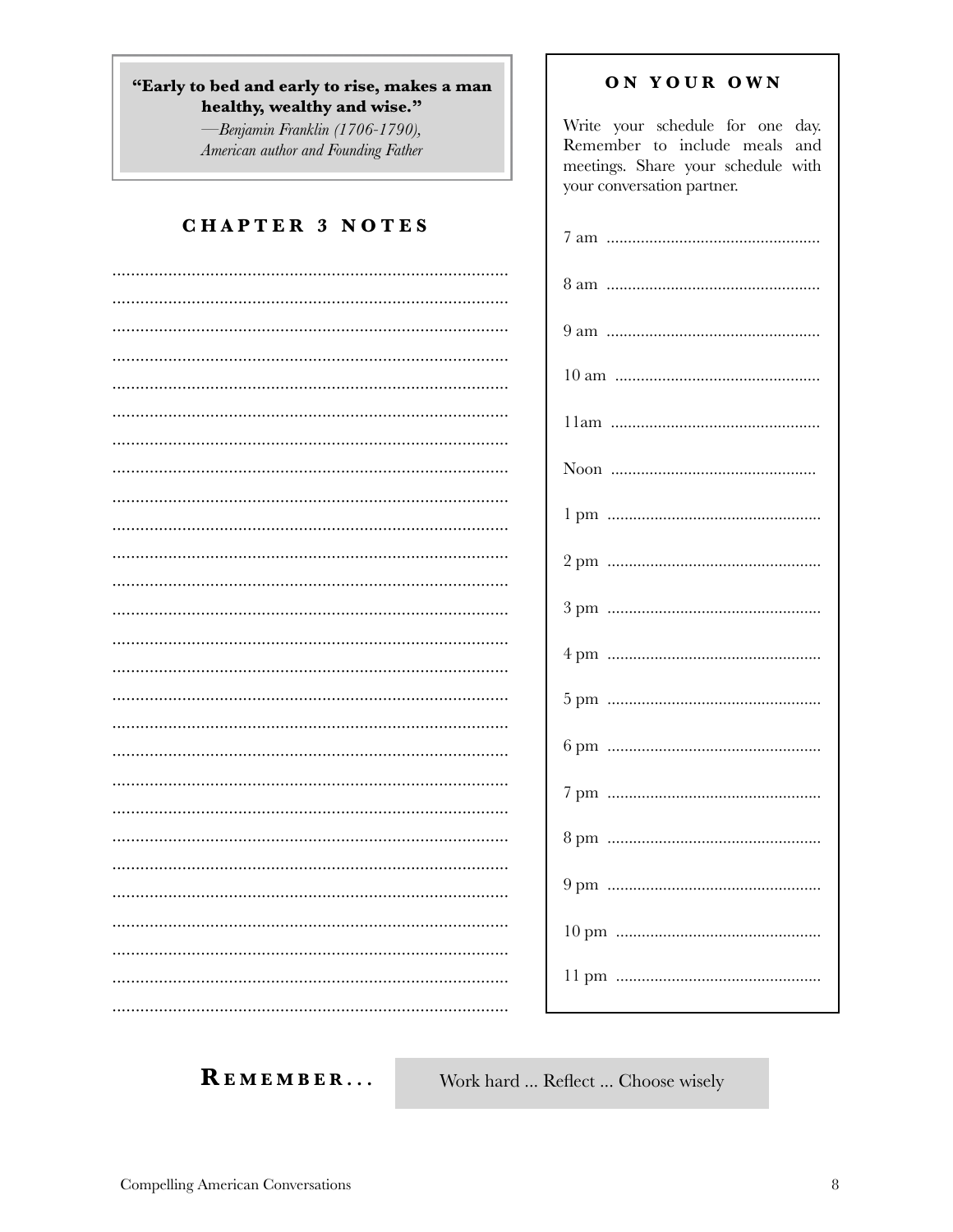> **"Early to bed and early to rise, makes a man healthy, wealthy and wise."**
>
> *—Benjamin Franklin (1706-1790), American author and Founding Father*

## CHAPTER 3 NOTES

.......................................................................................

.......................................................................................

.......................................................................................

.......................................................................................

.......................................................................................

.......................................................................................

.......................................................................................

.......................................................................................

.......................................................................................

.......................................................................................

.......................................................................................

.......................................................................................

.......................................................................................

.......................................................................................

.......................................................................................

.......................................................................................

.......................................................................................

.......................................................................................

.......................................................................................

.......................................................................................

.......................................................................................

.......................................................................................

.......................................................................................

.......................................................................................

.......................................................................................

.......................................................................................

.......................................................................................

## ON YOUR OWN

Write your schedule for one day. Remember to include meals and meetings. Share your schedule with your conversation partner.

7 am ..................................................

8 am ..................................................

9 am ..................................................

10 am ................................................

11am .................................................

Noon ................................................

1 pm ..................................................

2 pm ..................................................

3 pm ..................................................

4 pm ..................................................

5 pm ..................................................

6 pm ..................................................

7 pm ..................................................

8 pm ..................................................

9 pm ..................................................

10 pm ................................................

11 pm ................................................

**REMEMBER...** Work hard ... Reflect ... Choose wisely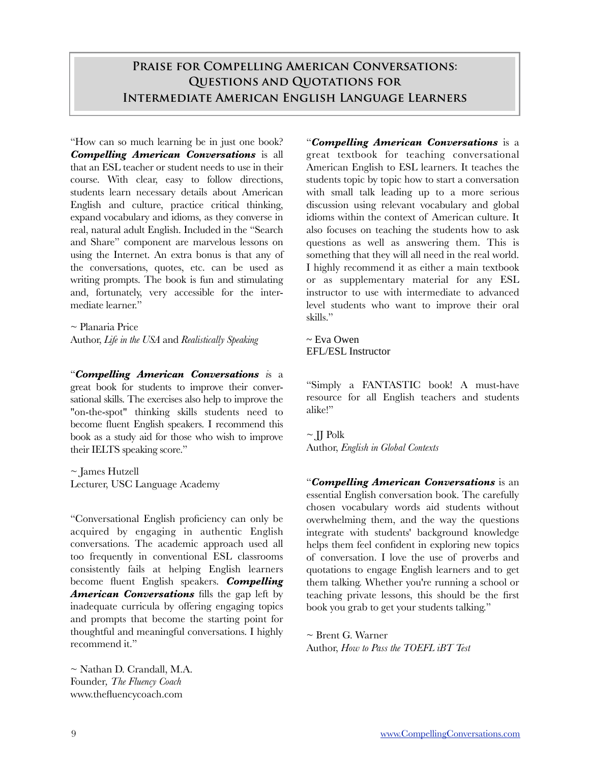# Praise for Compelling American Conversations: Questions and Quotations for Intermediate American English Language Learners

"How can so much learning be in just one book? ***Compelling American Conversations*** is all that an ESL teacher or student needs to use in their course. With clear, easy to follow directions, students learn necessary details about American English and culture, practice critical thinking, expand vocabulary and idioms, as they converse in real, natural adult English. Included in the "Search and Share" component are marvelous lessons on using the Internet. An extra bonus is that any of the conversations, quotes, etc. can be used as writing prompts. The book is fun and stimulating and, fortunately, very accessible for the intermediate learner."

~ Planaria Price
Author, *Life in the USA* and *Realistically Speaking*

"***Compelling American Conversations*** is a great book for students to improve their conversational skills. The exercises also help to improve the "on-the-spot" thinking skills students need to become fluent English speakers. I recommend this book as a study aid for those who wish to improve their IELTS speaking score."

~ James Hutzell
Lecturer, USC Language Academy

"Conversational English proficiency can only be acquired by engaging in authentic English conversations. The academic approach used all too frequently in conventional ESL classrooms consistently fails at helping English learners become fluent English speakers. ***Compelling American Conversations*** fills the gap left by inadequate curricula by offering engaging topics and prompts that become the starting point for thoughtful and meaningful conversations. I highly recommend it."

~ Nathan D. Crandall, M.A.
Founder, *The Fluency Coach*
www.thefluencycoach.com

"***Compelling American Conversations*** is a great textbook for teaching conversational American English to ESL learners. It teaches the students topic by topic how to start a conversation with small talk leading up to a more serious discussion using relevant vocabulary and global idioms within the context of American culture. It also focuses on teaching the students how to ask questions as well as answering them. This is something that they will all need in the real world. I highly recommend it as either a main textbook or as supplementary material for any ESL instructor to use with intermediate to advanced level students who want to improve their oral skills."

~ Eva Owen
EFL/ESL Instructor

"Simply a FANTASTIC book! A must-have resource for all English teachers and students alike!"

~ JJ Polk
Author, *English in Global Contexts*

"***Compelling American Conversations*** is an essential English conversation book. The carefully chosen vocabulary words aid students without overwhelming them, and the way the questions integrate with students' background knowledge helps them feel confident in exploring new topics of conversation. I love the use of proverbs and quotations to engage English learners and to get them talking. Whether you're running a school or teaching private lessons, this should be the first book you grab to get your students talking."

~ Brent G. Warner
Author, *How to Pass the TOEFL iBT Test*